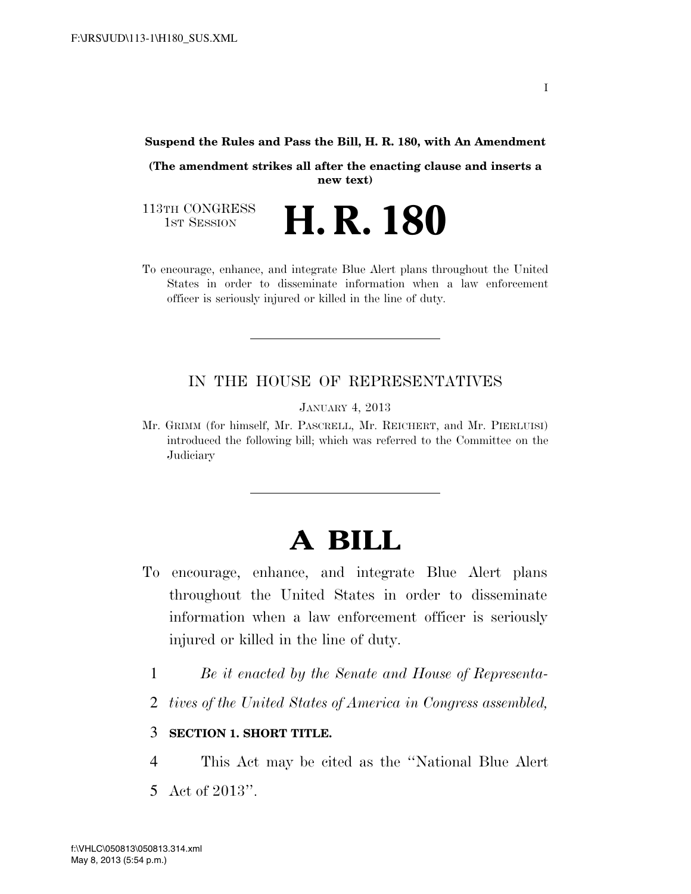**Suspend the Rules and Pass the Bill, H. R. 180, with An Amendment**

**(The amendment strikes all after the enacting clause and inserts a new text)**

113TH CONGRESS
1ST SESSION

# H. R. 180

To encourage, enhance, and integrate Blue Alert plans throughout the United States in order to disseminate information when a law enforcement officer is seriously injured or killed in the line of duty.

---

IN THE HOUSE OF REPRESENTATIVES

JANUARY 4, 2013

Mr. GRIMM (for himself, Mr. PASCRELL, Mr. REICHERT, and Mr. PIERLUISI) introduced the following bill; which was referred to the Committee on the Judiciary

---

# A BILL

To encourage, enhance, and integrate Blue Alert plans throughout the United States in order to disseminate information when a law enforcement officer is seriously injured or killed in the line of duty.

1 *Be it enacted by the Senate and House of Representa-*
2 *tives of the United States of America in Congress assembled,*

3 **SECTION 1. SHORT TITLE.**

4 This Act may be cited as the "National Blue Alert
5 Act of 2013".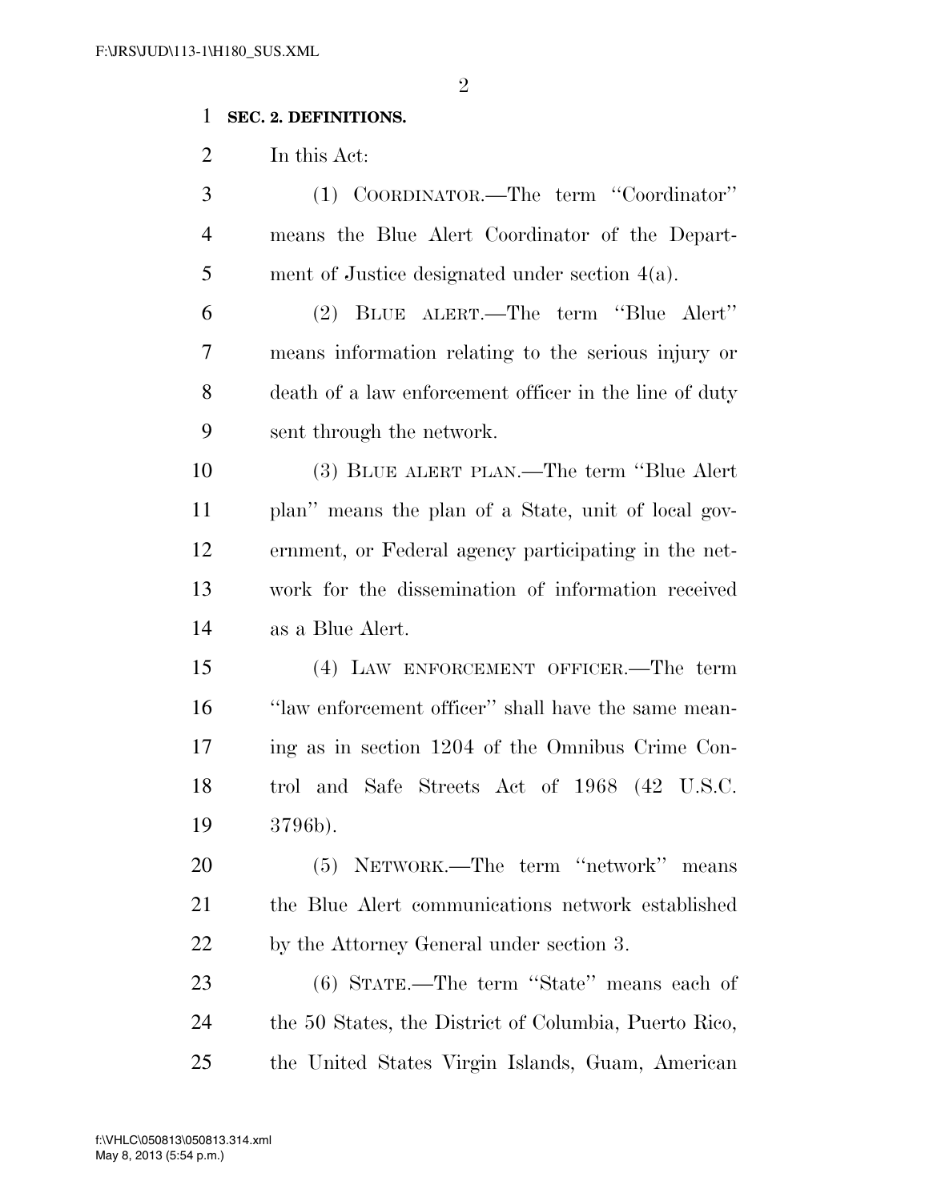**SEC. 2. DEFINITIONS.**

In this Act:

(1) COORDINATOR.—The term ''Coordinator'' means the Blue Alert Coordinator of the Department of Justice designated under section 4(a).

(2) BLUE ALERT.—The term ''Blue Alert'' means information relating to the serious injury or death of a law enforcement officer in the line of duty sent through the network.

(3) BLUE ALERT PLAN.—The term ''Blue Alert plan'' means the plan of a State, unit of local government, or Federal agency participating in the network for the dissemination of information received as a Blue Alert.

(4) LAW ENFORCEMENT OFFICER.—The term ''law enforcement officer'' shall have the same meaning as in section 1204 of the Omnibus Crime Control and Safe Streets Act of 1968 (42 U.S.C. 3796b).

(5) NETWORK.—The term ''network'' means the Blue Alert communications network established by the Attorney General under section 3.

(6) STATE.—The term ''State'' means each of the 50 States, the District of Columbia, Puerto Rico, the United States Virgin Islands, Guam, American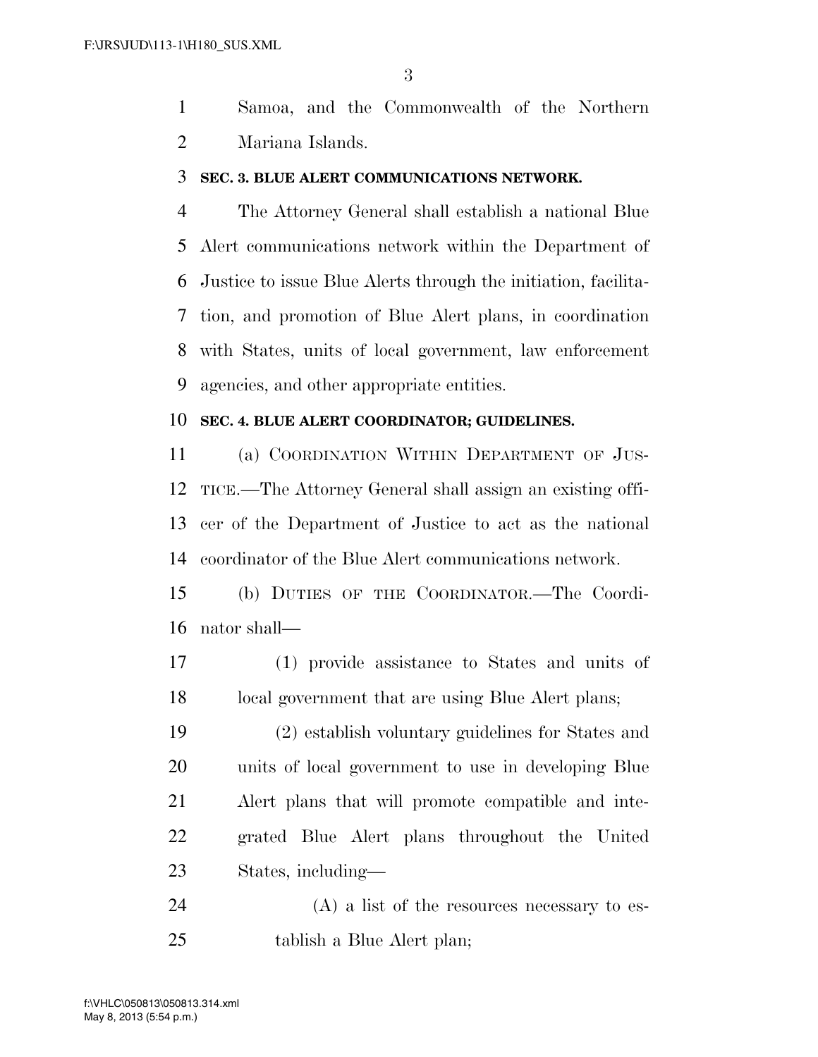Samoa, and the Commonwealth of the Northern Mariana Islands.

**SEC. 3. BLUE ALERT COMMUNICATIONS NETWORK.**

The Attorney General shall establish a national Blue Alert communications network within the Department of Justice to issue Blue Alerts through the initiation, facilitation, and promotion of Blue Alert plans, in coordination with States, units of local government, law enforcement agencies, and other appropriate entities.

**SEC. 4. BLUE ALERT COORDINATOR; GUIDELINES.**

(a) COORDINATION WITHIN DEPARTMENT OF JUSTICE.—The Attorney General shall assign an existing officer of the Department of Justice to act as the national coordinator of the Blue Alert communications network.

(b) DUTIES OF THE COORDINATOR.—The Coordinator shall—

(1) provide assistance to States and units of local government that are using Blue Alert plans;

(2) establish voluntary guidelines for States and units of local government to use in developing Blue Alert plans that will promote compatible and integrated Blue Alert plans throughout the United States, including—

(A) a list of the resources necessary to establish a Blue Alert plan;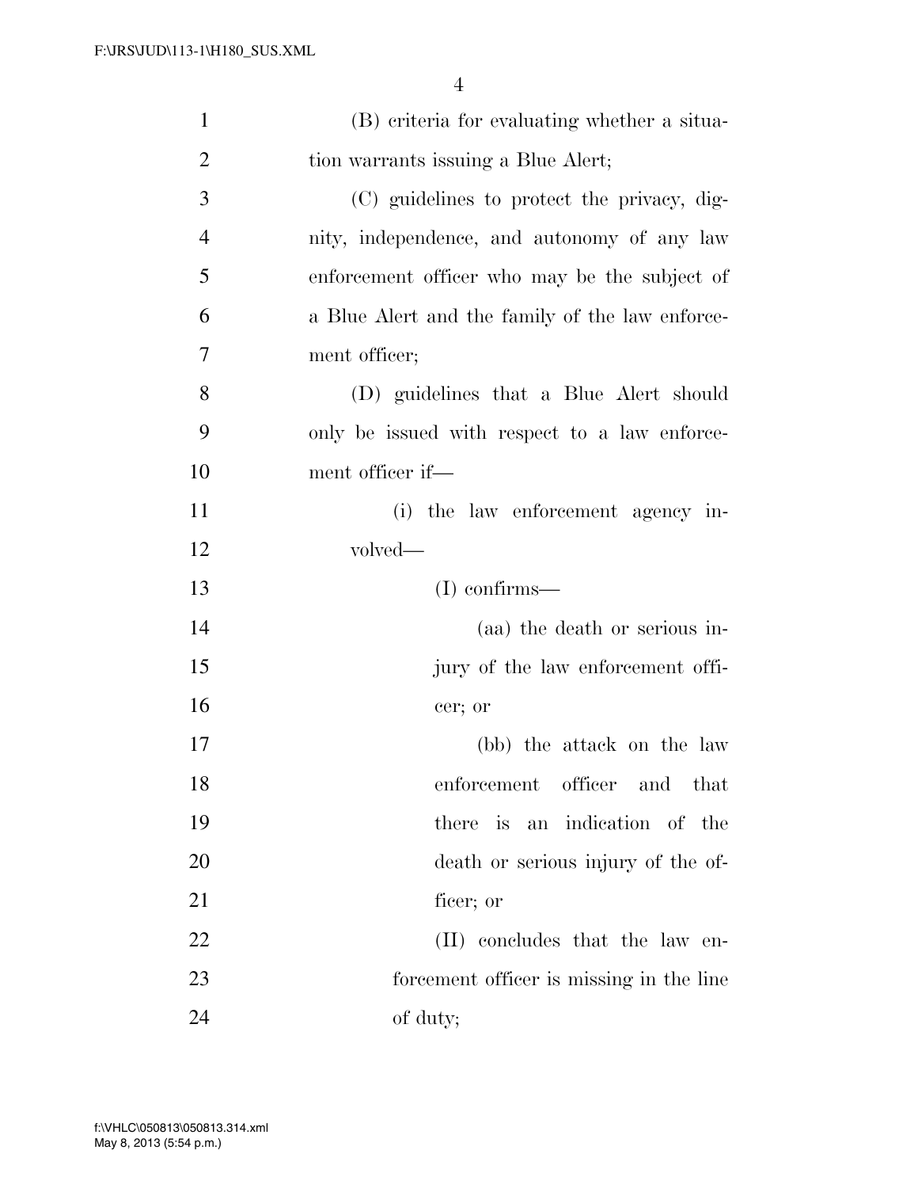(B) criteria for evaluating whether a situation warrants issuing a Blue Alert;

(C) guidelines to protect the privacy, dignity, independence, and autonomy of any law enforcement officer who may be the subject of a Blue Alert and the family of the law enforcement officer;

(D) guidelines that a Blue Alert should only be issued with respect to a law enforcement officer if—

(i) the law enforcement agency involved—

(I) confirms—

(aa) the death or serious injury of the law enforcement officer; or

(bb) the attack on the law enforcement officer and that there is an indication of the death or serious injury of the officer; or

(II) concludes that the law enforcement officer is missing in the line of duty;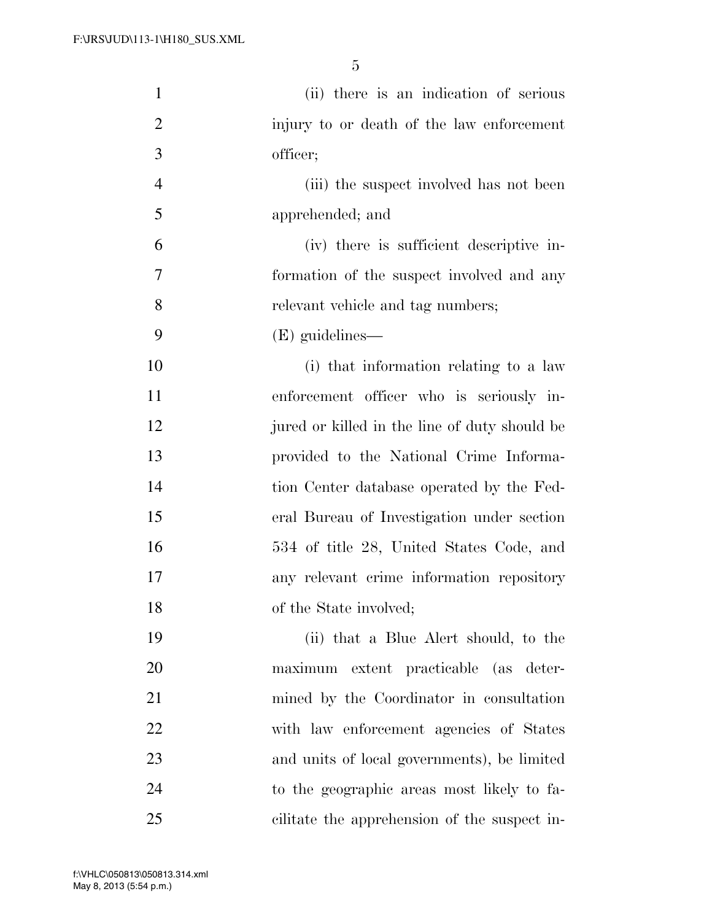(ii) there is an indication of serious injury to or death of the law enforcement officer;

(iii) the suspect involved has not been apprehended; and

(iv) there is sufficient descriptive information of the suspect involved and any relevant vehicle and tag numbers;

(E) guidelines—

(i) that information relating to a law enforcement officer who is seriously injured or killed in the line of duty should be provided to the National Crime Information Center database operated by the Federal Bureau of Investigation under section 534 of title 28, United States Code, and any relevant crime information repository of the State involved;

(ii) that a Blue Alert should, to the maximum extent practicable (as determined by the Coordinator in consultation with law enforcement agencies of States and units of local governments), be limited to the geographic areas most likely to facilitate the apprehension of the suspect in-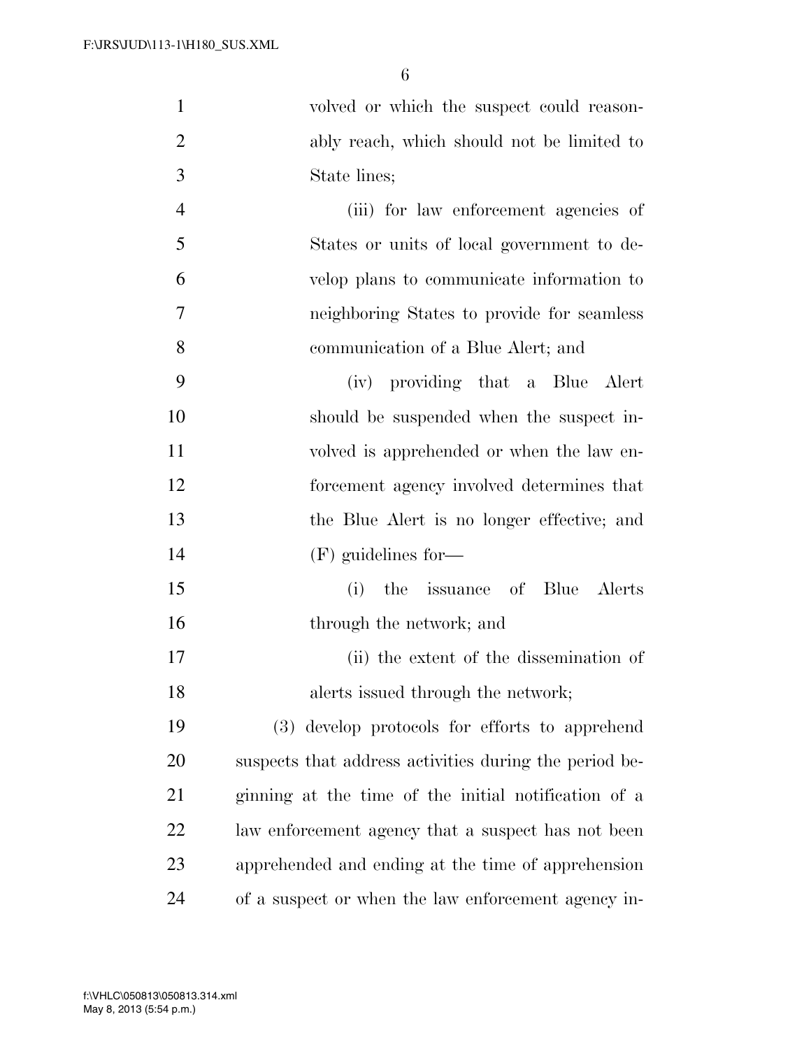volved or which the suspect could reasonably reach, which should not be limited to State lines;

(iii) for law enforcement agencies of States or units of local government to develop plans to communicate information to neighboring States to provide for seamless communication of a Blue Alert; and

(iv) providing that a Blue Alert should be suspended when the suspect involved is apprehended or when the law enforcement agency involved determines that the Blue Alert is no longer effective; and

(F) guidelines for—

(i) the issuance of Blue Alerts through the network; and

(ii) the extent of the dissemination of alerts issued through the network;

(3) develop protocols for efforts to apprehend suspects that address activities during the period beginning at the time of the initial notification of a law enforcement agency that a suspect has not been apprehended and ending at the time of apprehension of a suspect or when the law enforcement agency in-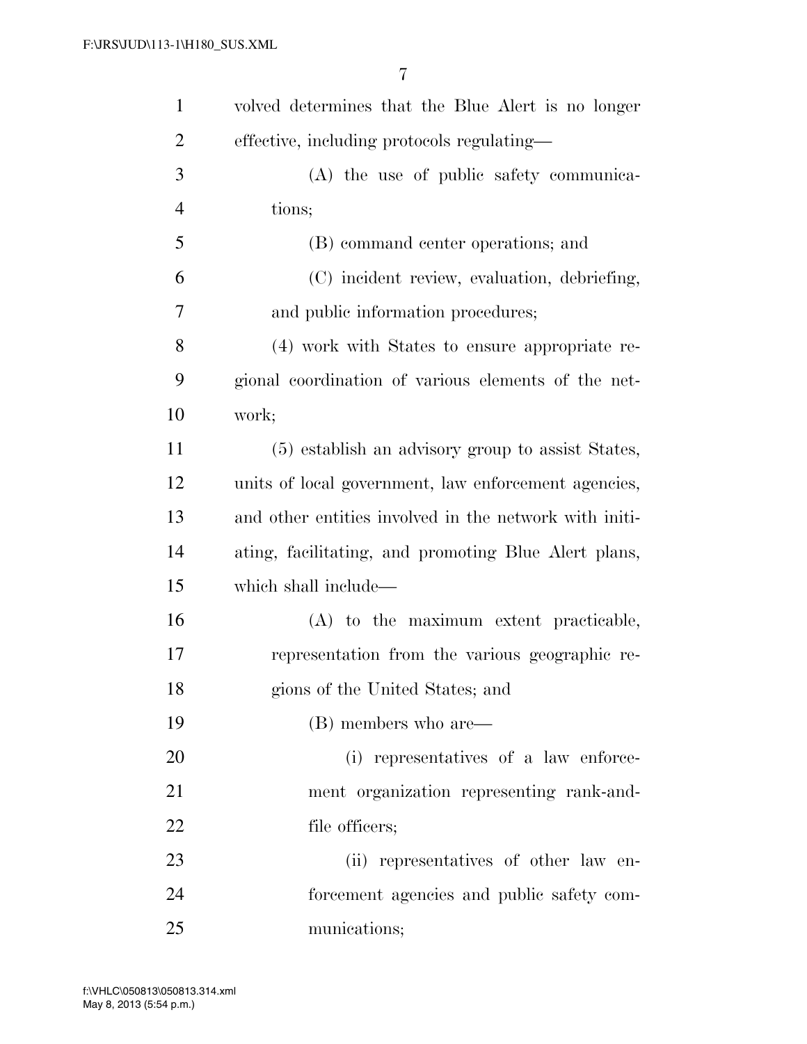volved determines that the Blue Alert is no longer effective, including protocols regulating—

(A) the use of public safety communications;

(B) command center operations; and

(C) incident review, evaluation, debriefing, and public information procedures;

(4) work with States to ensure appropriate regional coordination of various elements of the network;

(5) establish an advisory group to assist States, units of local government, law enforcement agencies, and other entities involved in the network with initiating, facilitating, and promoting Blue Alert plans, which shall include—

(A) to the maximum extent practicable, representation from the various geographic regions of the United States; and

(B) members who are—

(i) representatives of a law enforcement organization representing rank-and-file officers;

(ii) representatives of other law enforcement agencies and public safety communications;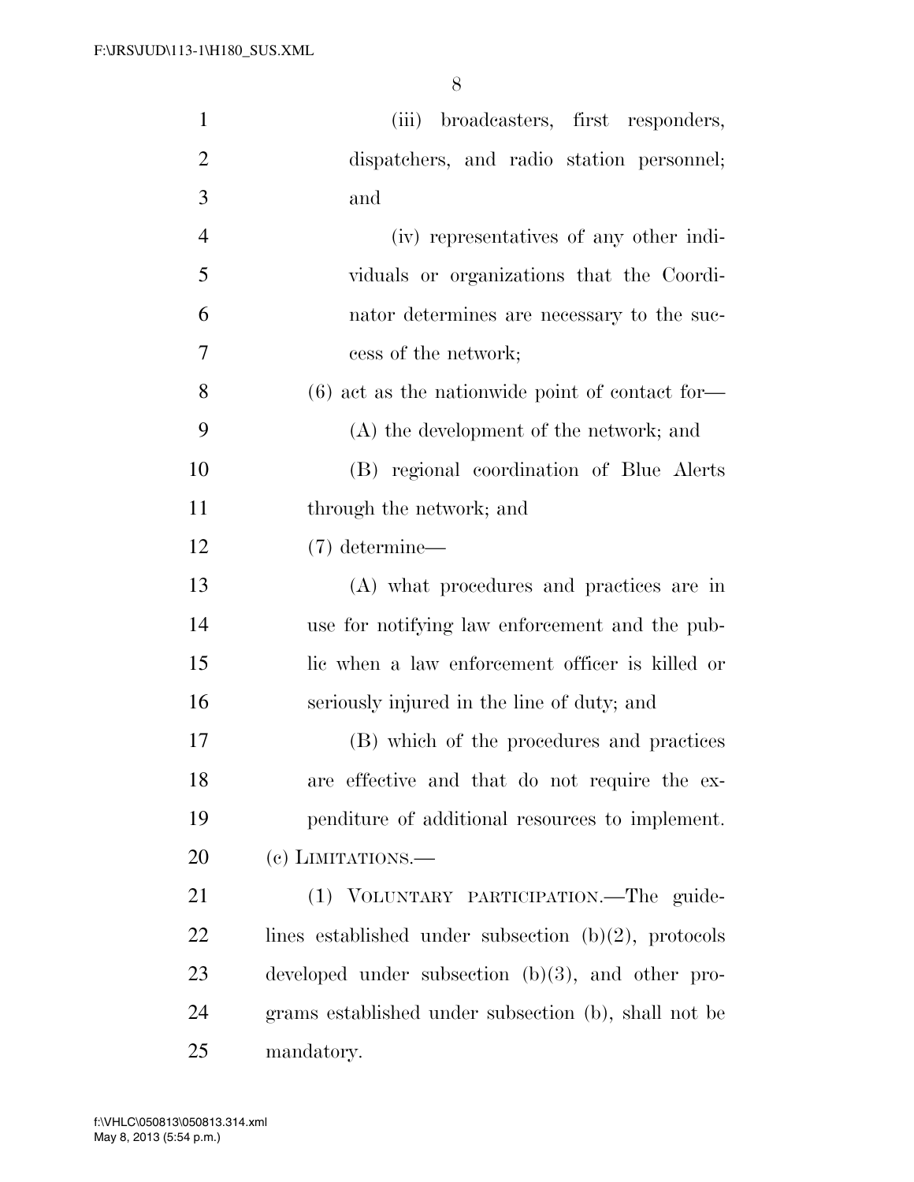(iii) broadcasters, first responders, dispatchers, and radio station personnel; and

(iv) representatives of any other individuals or organizations that the Coordinator determines are necessary to the success of the network;

(6) act as the nationwide point of contact for—

(A) the development of the network; and

(B) regional coordination of Blue Alerts through the network; and

(7) determine—

(A) what procedures and practices are in use for notifying law enforcement and the public when a law enforcement officer is killed or seriously injured in the line of duty; and

(B) which of the procedures and practices are effective and that do not require the expenditure of additional resources to implement.

(c) LIMITATIONS.—

(1) VOLUNTARY PARTICIPATION.—The guidelines established under subsection (b)(2), protocols developed under subsection (b)(3), and other programs established under subsection (b), shall not be mandatory.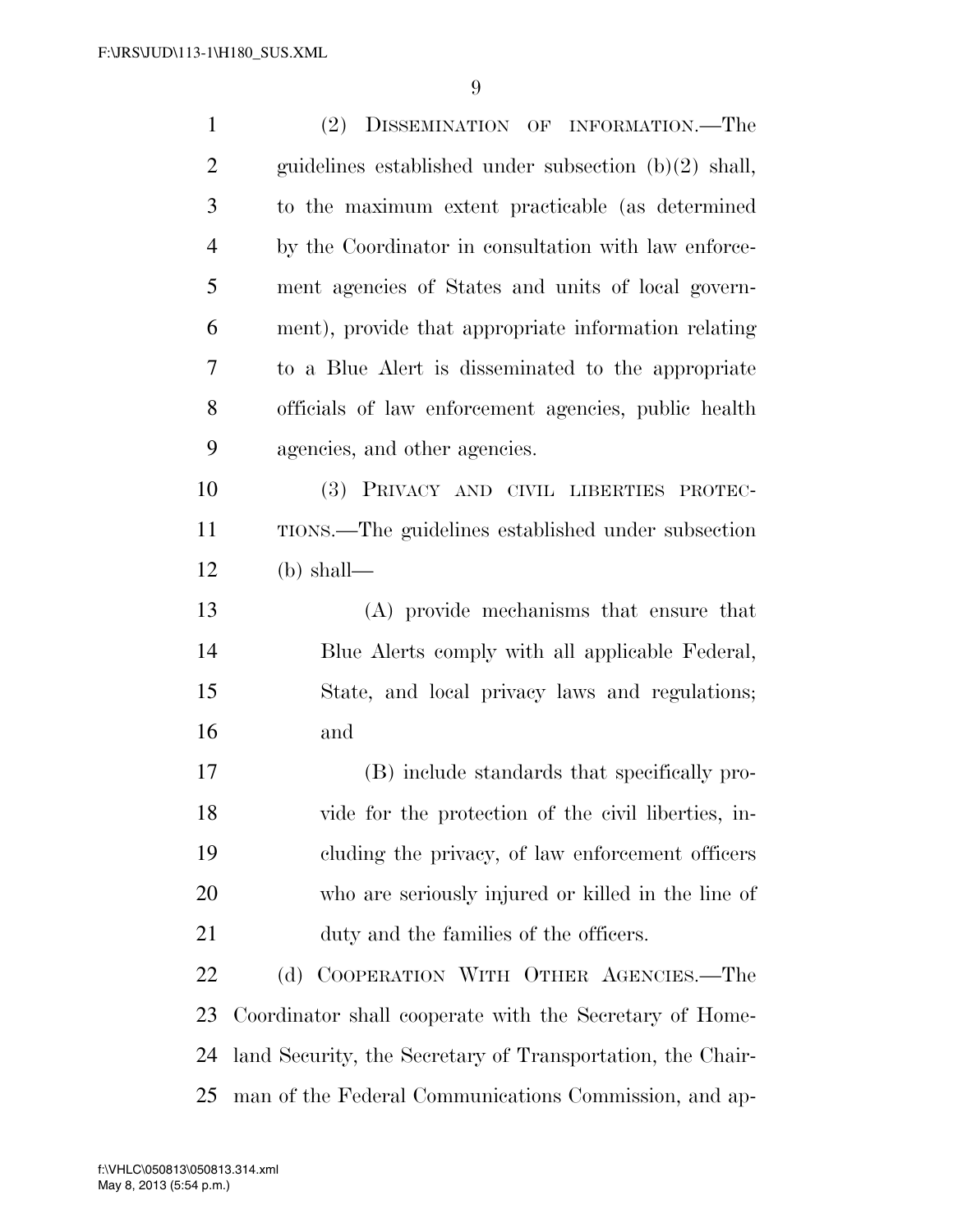(2) DISSEMINATION OF INFORMATION.—The guidelines established under subsection (b)(2) shall, to the maximum extent practicable (as determined by the Coordinator in consultation with law enforcement agencies of States and units of local government), provide that appropriate information relating to a Blue Alert is disseminated to the appropriate officials of law enforcement agencies, public health agencies, and other agencies.

(3) PRIVACY AND CIVIL LIBERTIES PROTECTIONS.—The guidelines established under subsection (b) shall—

(A) provide mechanisms that ensure that Blue Alerts comply with all applicable Federal, State, and local privacy laws and regulations; and

(B) include standards that specifically provide for the protection of the civil liberties, including the privacy, of law enforcement officers who are seriously injured or killed in the line of duty and the families of the officers.

(d) COOPERATION WITH OTHER AGENCIES.—The Coordinator shall cooperate with the Secretary of Homeland Security, the Secretary of Transportation, the Chairman of the Federal Communications Commission, and ap-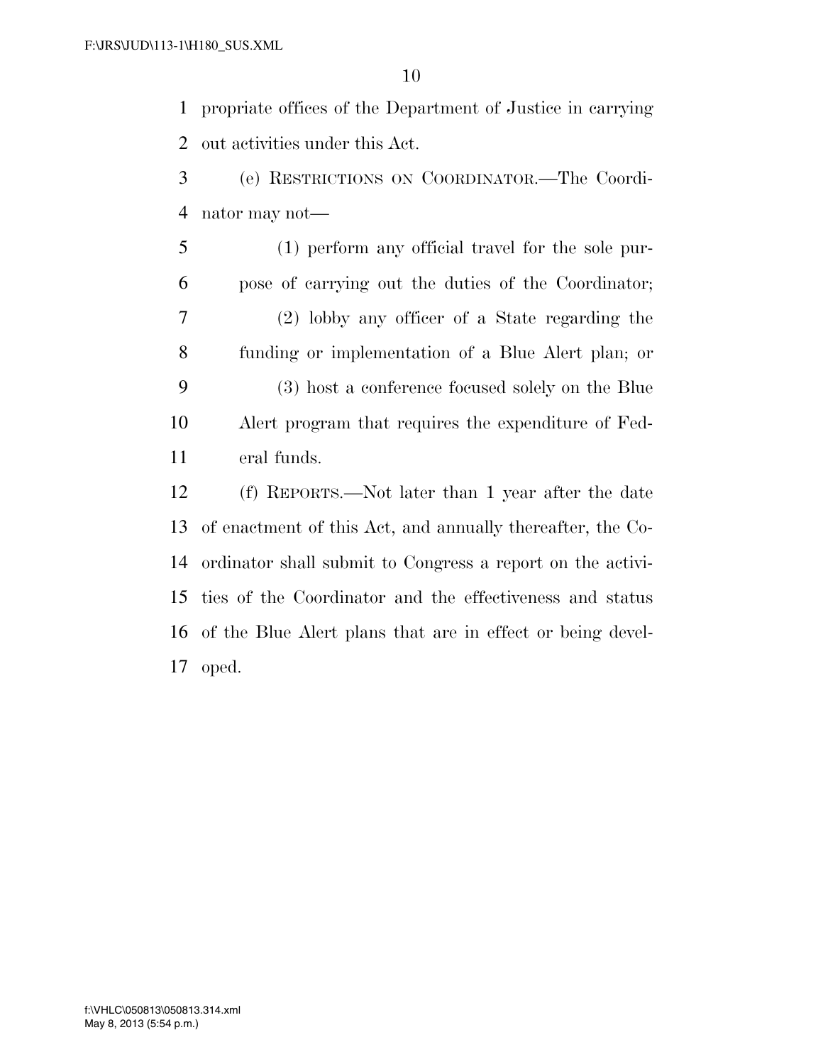propriate offices of the Department of Justice in carrying out activities under this Act.

(e) RESTRICTIONS ON COORDINATOR.—The Coordinator may not—

(1) perform any official travel for the sole purpose of carrying out the duties of the Coordinator;

(2) lobby any officer of a State regarding the funding or implementation of a Blue Alert plan; or

(3) host a conference focused solely on the Blue Alert program that requires the expenditure of Federal funds.

(f) REPORTS.—Not later than 1 year after the date of enactment of this Act, and annually thereafter, the Coordinator shall submit to Congress a report on the activities of the Coordinator and the effectiveness and status of the Blue Alert plans that are in effect or being developed.